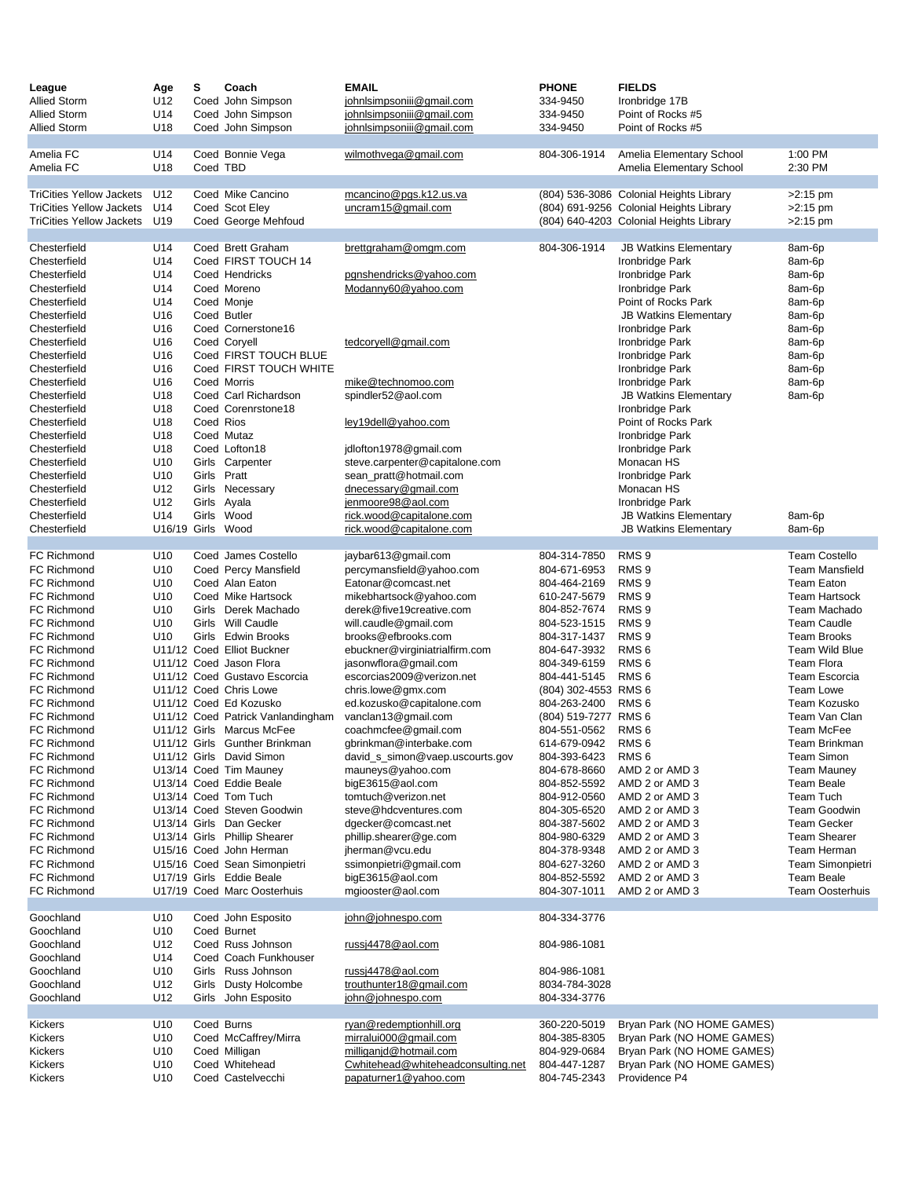| League | Age | S | Coach | EMAIL | PHONE | FIELDS | |
|---|---|---|---|---|---|---|---|
| Allied Storm | U12 | Coed | John Simpson | johnlsimpsoniii@gmail.com | 334-9450 | Ironbridge 17B | |
| Allied Storm | U14 | Coed | John Simpson | johnlsimpsoniii@gmail.com | 334-9450 | Point of Rocks #5 | |
| Allied Storm | U18 | Coed | John Simpson | johnlsimpsoniii@gmail.com | 334-9450 | Point of Rocks #5 | |
| | | | | | | | |
| Amelia FC | U14 | Coed | Bonnie Vega | wilmothvega@gmail.com | 804-306-1914 | Amelia Elementary School | 1:00 PM |
| Amelia FC | U18 | Coed | TBD | | | Amelia Elementary School | 2:30 PM |
| | | | | | | | |
| TriCities Yellow Jackets | U12 | Coed | Mike Cancino | mcancino@pgs.k12.us.va | (804) 536-3086 | Colonial Heights Library | >2:15 pm |
| TriCities Yellow Jackets | U14 | Coed | Scot Eley | uncram15@gmail.com | (804) 691-9256 | Colonial Heights Library | >2:15 pm |
| TriCities Yellow Jackets | U19 | Coed | George Mehfoud | | (804) 640-4203 | Colonial Heights Library | >2:15 pm |
| | | | | | | | |
| Chesterfield | U14 | Coed | Brett Graham | brettgraham@omgm.com | 804-306-1914 | JB Watkins Elementary | 8am-6p |
| Chesterfield | U14 | Coed | FIRST TOUCH 14 | | | Ironbridge Park | 8am-6p |
| Chesterfield | U14 | Coed | Hendricks | pgnshendricks@yahoo.com | | Ironbridge Park | 8am-6p |
| Chesterfield | U14 | Coed | Moreno | Modanny60@yahoo.com | | Ironbridge Park | 8am-6p |
| Chesterfield | U14 | Coed | Monje | | | Point of Rocks Park | 8am-6p |
| Chesterfield | U16 | Coed | Butler | | | JB Watkins Elementary | 8am-6p |
| Chesterfield | U16 | Coed | Cornerstone16 | | | Ironbridge Park | 8am-6p |
| Chesterfield | U16 | Coed | Coryell | tedcoryell@gmail.com | | Ironbridge Park | 8am-6p |
| Chesterfield | U16 | Coed | FIRST TOUCH BLUE | | | Ironbridge Park | 8am-6p |
| Chesterfield | U16 | Coed | FIRST TOUCH WHITE | | | Ironbridge Park | 8am-6p |
| Chesterfield | U16 | Coed | Morris | mike@technomoo.com | | Ironbridge Park | 8am-6p |
| Chesterfield | U18 | Coed | Carl Richardson | spindler52@aol.com | | JB Watkins Elementary | 8am-6p |
| Chesterfield | U18 | Coed | Corenrstone18 | | | Ironbridge Park | |
| Chesterfield | U18 | Coed | Rios | ley19dell@yahoo.com | | Point of Rocks Park | |
| Chesterfield | U18 | Coed | Mutaz | | | Ironbridge Park | |
| Chesterfield | U18 | Coed | Lofton18 | jdlofton1978@gmail.com | | Ironbridge Park | |
| Chesterfield | U10 | Girls | Carpenter | steve.carpenter@capitalone.com | | Monacan HS | |
| Chesterfield | U10 | Girls | Pratt | sean_pratt@hotmail.com | | Ironbridge Park | |
| Chesterfield | U12 | Girls | Necessary | dnecessary@gmail.com | | Monacan HS | |
| Chesterfield | U12 | Girls | Ayala | jenmoore98@aol.com | | Ironbridge Park | |
| Chesterfield | U14 | Girls | Wood | rick.wood@capitalone.com | | JB Watkins Elementary | 8am-6p |
| Chesterfield | U16/19 | Girls | Wood | rick.wood@capitalone.com | | JB Watkins Elementary | 8am-6p |
| | | | | | | | |
| FC Richmond | U10 | Coed | James Costello | jaybar613@gmail.com | 804-314-7850 | RMS 9 | Team Costello |
| FC Richmond | U10 | Coed | Percy Mansfield | percymansfield@yahoo.com | 804-671-6953 | RMS 9 | Team Mansfield |
| FC Richmond | U10 | Coed | Alan Eaton | Eatonar@comcast.net | 804-464-2169 | RMS 9 | Team Eaton |
| FC Richmond | U10 | Coed | Mike Hartsock | mikebhartsock@yahoo.com | 610-247-5679 | RMS 9 | Team Hartsock |
| FC Richmond | U10 | Girls | Derek Machado | derek@five19creative.com | 804-852-7674 | RMS 9 | Team Machado |
| FC Richmond | U10 | Girls | Will Caudle | will.caudle@gmail.com | 804-523-1515 | RMS 9 | Team Caudle |
| FC Richmond | U10 | Girls | Edwin Brooks | brooks@efbrooks.com | 804-317-1437 | RMS 9 | Team Brooks |
| FC Richmond | U11/12 | Coed | Elliot Buckner | ebuckner@virginiatrialfirm.com | 804-647-3932 | RMS 6 | Team Wild Blue |
| FC Richmond | U11/12 | Coed | Jason Flora | jasonwflora@gmail.com | 804-349-6159 | RMS 6 | Team Flora |
| FC Richmond | U11/12 | Coed | Gustavo Escorcia | escorcias2009@verizon.net | 804-441-5145 | RMS 6 | Team Escorcia |
| FC Richmond | U11/12 | Coed | Chris Lowe | chris.lowe@gmx.com | (804) 302-4553 | RMS 6 | Team Lowe |
| FC Richmond | U11/12 | Coed | Ed Kozusko | ed.kozusko@capitalone.com | 804-263-2400 | RMS 6 | Team Kozusko |
| FC Richmond | U11/12 | Coed | Patrick Vanlandingham | vanclan13@gmail.com | (804) 519-7277 | RMS 6 | Team Van Clan |
| FC Richmond | U11/12 | Girls | Marcus McFee | coachmcfee@gmail.com | 804-551-0562 | RMS 6 | Team McFee |
| FC Richmond | U11/12 | Girls | Gunther Brinkman | gbrinkman@interbake.com | 614-679-0942 | RMS 6 | Team Brinkman |
| FC Richmond | U11/12 | Girls | David Simon | david_s_simon@vaep.uscourts.gov | 804-393-6423 | RMS 6 | Team Simon |
| FC Richmond | U13/14 | Coed | Tim Mauney | mauneys@yahoo.com | 804-678-8660 | AMD 2 or AMD 3 | Team Mauney |
| FC Richmond | U13/14 | Coed | Eddie Beale | bigE3615@aol.com | 804-852-5592 | AMD 2 or AMD 3 | Team Beale |
| FC Richmond | U13/14 | Coed | Tom Tuch | tomtuch@verizon.net | 804-912-0560 | AMD 2 or AMD 3 | Team Tuch |
| FC Richmond | U13/14 | Coed | Steven Goodwin | steve@hdcventures.com | 804-305-6520 | AMD 2 or AMD 3 | Team Goodwin |
| FC Richmond | U13/14 | Girls | Dan Gecker | dgecker@comcast.net | 804-387-5602 | AMD 2 or AMD 3 | Team Gecker |
| FC Richmond | U13/14 | Girls | Phillip Shearer | phillip.shearer@ge.com | 804-980-6329 | AMD 2 or AMD 3 | Team Shearer |
| FC Richmond | U15/16 | Coed | John Herman | jherman@vcu.edu | 804-378-9348 | AMD 2 or AMD 3 | Team Herman |
| FC Richmond | U15/16 | Coed | Sean Simonpietri | ssimonpietri@gmail.com | 804-627-3260 | AMD 2 or AMD 3 | Team Simonpietri |
| FC Richmond | U17/19 | Girls | Eddie Beale | bigE3615@aol.com | 804-852-5592 | AMD 2 or AMD 3 | Team Beale |
| FC Richmond | U17/19 | Coed | Marc Oosterhuis | mgiooster@aol.com | 804-307-1011 | AMD 2 or AMD 3 | Team Oosterhuis |
| | | | | | | | |
| Goochland | U10 | Coed | John Esposito | john@johnespo.com | 804-334-3776 | | |
| Goochland | U10 | Coed | Burnet | | | | |
| Goochland | U12 | Coed | Russ Johnson | russj4478@aol.com | 804-986-1081 | | |
| Goochland | U14 | Coed | Coach Funkhouser | | | | |
| Goochland | U10 | Girls | Russ Johnson | russj4478@aol.com | 804-986-1081 | | |
| Goochland | U12 | Girls | Dusty Holcombe | trouthunter18@gmail.com | 8034-784-3028 | | |
| Goochland | U12 | Girls | John Esposito | john@johnespo.com | 804-334-3776 | | |
| | | | | | | | |
| Kickers | U10 | Coed | Burns | ryan@redemptionhill.org | 360-220-5019 | Bryan Park (NO HOME GAMES) | |
| Kickers | U10 | Coed | McCaffrey/Mirra | mirralui000@gmail.com | 804-385-8305 | Bryan Park (NO HOME GAMES) | |
| Kickers | U10 | Coed | Milligan | milliganjd@hotmail.com | 804-929-0684 | Bryan Park (NO HOME GAMES) | |
| Kickers | U10 | Coed | Whitehead | Cwhitehead@whiteheadconsulting.net | 804-447-1287 | Bryan Park (NO HOME GAMES) | |
| Kickers | U10 | Coed | Castelvecchi | papaturner1@yahoo.com | 804-745-2343 | Providence P4 | |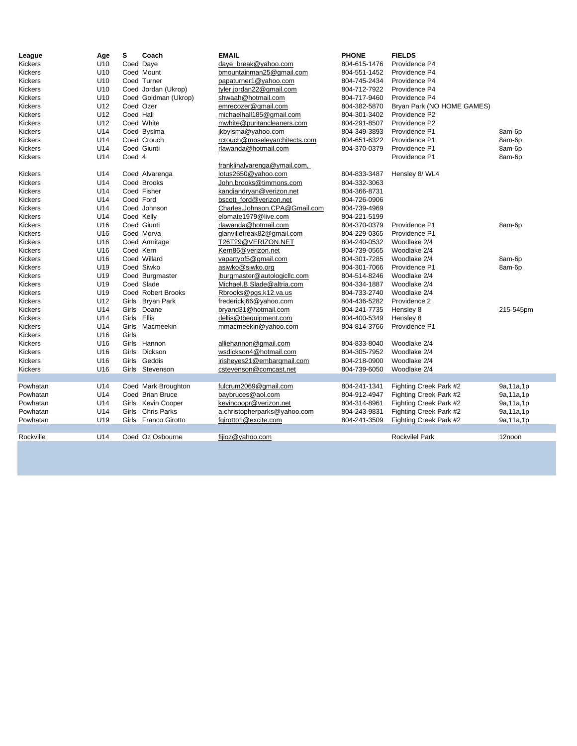| League | Age | S | Coach | EMAIL | PHONE | FIELDS | |
|---|---|---|---|---|---|---|---|
| Kickers | U10 | Coed | Daye | daye_break@yahoo.com | 804-615-1476 | Providence P4 | |
| Kickers | U10 | Coed | Mount | bmountainman25@gmail.com | 804-551-1452 | Providence P4 | |
| Kickers | U10 | Coed | Turner | papaturner1@yahoo.com | 804-745-2434 | Providence P4 | |
| Kickers | U10 | Coed | Jordan (Ukrop) | tyler.jordan22@gmail.com | 804-712-7922 | Providence P4 | |
| Kickers | U10 | Coed | Goldman (Ukrop) | shwaah@hotmail.com | 804-717-9460 | Providence P4 | |
| Kickers | U12 | Coed | Ozer | emrecozer@gmail.com | 804-382-5870 | Bryan Park (NO HOME GAMES) | |
| Kickers | U12 | Coed | Hall | michaelhall185@gmail.com | 804-301-3402 | Providence P2 | |
| Kickers | U12 | Coed | White | mwhite@puritancleaners.com | 804-291-8507 | Providence P2 | |
| Kickers | U14 | Coed | Byslma | jkbylsma@yahoo.com | 804-349-3893 | Providence P1 | 8am-6p |
| Kickers | U14 | Coed | Crouch | rcrouch@moseleyarchitects.com | 804-651-6322 | Providence P1 | 8am-6p |
| Kickers | U14 | Coed | Giunti | rlawanda@hotmail.com | 804-370-0379 | Providence P1 | 8am-6p |
| Kickers | U14 | Coed | 4 | | | Providence P1 | 8am-6p |
| Kickers | U14 | Coed | Alvarenga | franklinalvarenga@ymail.com, lotus2650@yahoo.com | 804-833-3487 | Hensley 8/ WL4 | |
| Kickers | U14 | Coed | Brooks | John.brooks@timmons.com | 804-332-3063 | | |
| Kickers | U14 | Coed | Fisher | kandiandryan@verizon.net | 804-366-8731 | | |
| Kickers | U14 | Coed | Ford | bscott_ford@verizon.net | 804-726-0906 | | |
| Kickers | U14 | Coed | Johnson | Charles.Johnson.CPA@Gmail.com | 804-739-4969 | | |
| Kickers | U14 | Coed | Kelly | elomate1979@live.com | 804-221-5199 | | |
| Kickers | U16 | Coed | Giunti | rlawanda@hotmail.com | 804-370-0379 | Providence P1 | 8am-6p |
| Kickers | U16 | Coed | Morva | glanvillefreak82@gmail.com | 804-229-0365 | Providence P1 | |
| Kickers | U16 | Coed | Armitage | T26T29@VERIZON.NET | 804-240-0532 | Woodlake 2/4 | |
| Kickers | U16 | Coed | Kern | Kern86@verizon.net | 804-739-0565 | Woodlake 2/4 | |
| Kickers | U16 | Coed | Willard | vapartyof5@gmail.com | 804-301-7285 | Woodlake 2/4 | 8am-6p |
| Kickers | U19 | Coed | Siwko | asiwko@siwko.org | 804-301-7066 | Providence P1 | 8am-6p |
| Kickers | U19 | Coed | Burgmaster | jburgmaster@autologicllc.com | 804-514-8246 | Woodlake 2/4 | |
| Kickers | U19 | Coed | Slade | Michael.B.Slade@altria.com | 804-334-1887 | Woodlake 2/4 | |
| Kickers | U19 | Coed | Robert Brooks | Rbrooks@pgs.k12.va.us | 804-733-2740 | Woodlake 2/4 | |
| Kickers | U12 | Girls | Bryan Park | frederickj66@yahoo.com | 804-436-5282 | Providence 2 | |
| Kickers | U14 | Girls | Doane | bryand31@hotmail.com | 804-241-7735 | Hensley 8 | 215-545pm |
| Kickers | U14 | Girls | Ellis | dellis@tbequipment.com | 804-400-5349 | Hensley 8 | |
| Kickers | U14 | Girls | Macmeekin | mmacmeekin@yahoo.com | 804-814-3766 | Providence P1 | |
| Kickers | U16 | Girls | | | | | |
| Kickers | U16 | Girls | Hannon | alliehannon@gmail.com | 804-833-8040 | Woodlake 2/4 | |
| Kickers | U16 | Girls | Dickson | wsdickson4@hotmail.com | 804-305-7952 | Woodlake 2/4 | |
| Kickers | U16 | Girls | Geddis | irisheyes21@embarqmail.com | 804-218-0900 | Woodlake 2/4 | |
| Kickers | U16 | Girls | Stevenson | cstevenson@comcast.net | 804-739-6050 | Woodlake 2/4 | |
| | | | | | | | |
| Powhatan | U14 | Coed | Mark Broughton | fulcrum2069@gmail.com | 804-241-1341 | Fighting Creek Park #2 | 9a,11a,1p |
| Powhatan | U14 | Coed | Brian Bruce | baybruces@aol.com | 804-912-4947 | Fighting Creek Park #2 | 9a,11a,1p |
| Powhatan | U14 | Girls | Kevin Cooper | kevincoopr@verizon.net | 804-314-8961 | Fighting Creek Park #2 | 9a,11a,1p |
| Powhatan | U14 | Girls | Chris Parks | a.christopherparks@yahoo.com | 804-243-9831 | Fighting Creek Park #2 | 9a,11a,1p |
| Powhatan | U19 | Girls | Franco Girotto | fgirotto1@excite.com | 804-241-3509 | Fighting Creek Park #2 | 9a,11a,1p |
| | | | | | | | |
| Rockville | U14 | Coed | Oz Osbourne | fijioz@yahoo.com | | Rockvilel Park | 12noon |